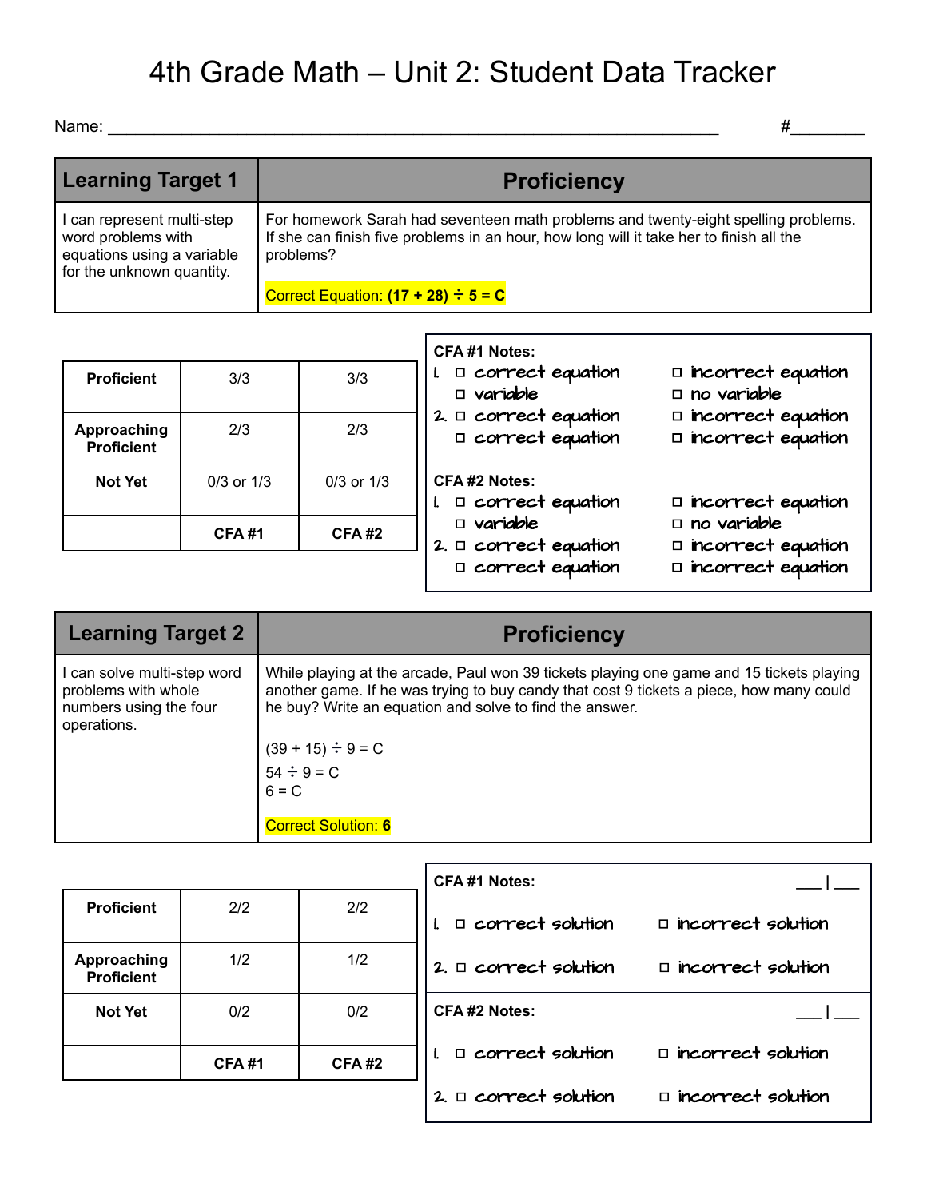# 4th Grade Math – Unit 2: Student Data Tracker

Name: ________________________________________________________________ #________

| Learning Target 1 | Proficiency |
|---|---|
| I can represent multi-step word problems with equations using a variable for the unknown quantity. | For homework Sarah had seventeen math problems and twenty-eight spelling problems. If she can finish five problems in an hour, how long will it take her to finish all the problems?<br><br>Correct Equation: **$(17 + 28) \div 5 = C$** |

| | | |
|---|---|---|
| **Proficient** | 3/3 | 3/3 |
| **Approaching Proficient** | 2/3 | 2/3 |
| **Not Yet** | 0/3 or 1/3 | 0/3 or 1/3 |
| | **CFA #1** | **CFA #2** |

**CFA #1 Notes:**

1. ☐ correct equation ☐ incorrect equation
   ☐ variable ☐ no variable
2. ☐ correct equation ☐ incorrect equation
   ☐ correct equation ☐ incorrect equation

**CFA #2 Notes:**

1. ☐ correct equation ☐ incorrect equation
   ☐ variable ☐ no variable
2. ☐ correct equation ☐ incorrect equation
   ☐ correct equation ☐ incorrect equation

| Learning Target 2 | Proficiency |
|---|---|
| I can solve multi-step word problems with whole numbers using the four operations. | While playing at the arcade, Paul won 39 tickets playing one game and 15 tickets playing another game. If he was trying to buy candy that cost 9 tickets a piece, how many could he buy? Write an equation and solve to find the answer.<br><br>$(39 + 15) \div 9 = C$<br>$54 \div 9 = C$<br>$6 = C$<br><br>Correct Solution: **6** |

| | | |
|---|---|---|
| **Proficient** | 2/2 | 2/2 |
| **Approaching Proficient** | 1/2 | 1/2 |
| **Not Yet** | 0/2 | 0/2 |
| | **CFA #1** | **CFA #2** |

**CFA #1 Notes:** ___ | ___

1. ☐ correct solution ☐ incorrect solution
2. ☐ correct solution ☐ incorrect solution

**CFA #2 Notes:** ___ | ___

1. ☐ correct solution ☐ incorrect solution
2. ☐ correct solution ☐ incorrect solution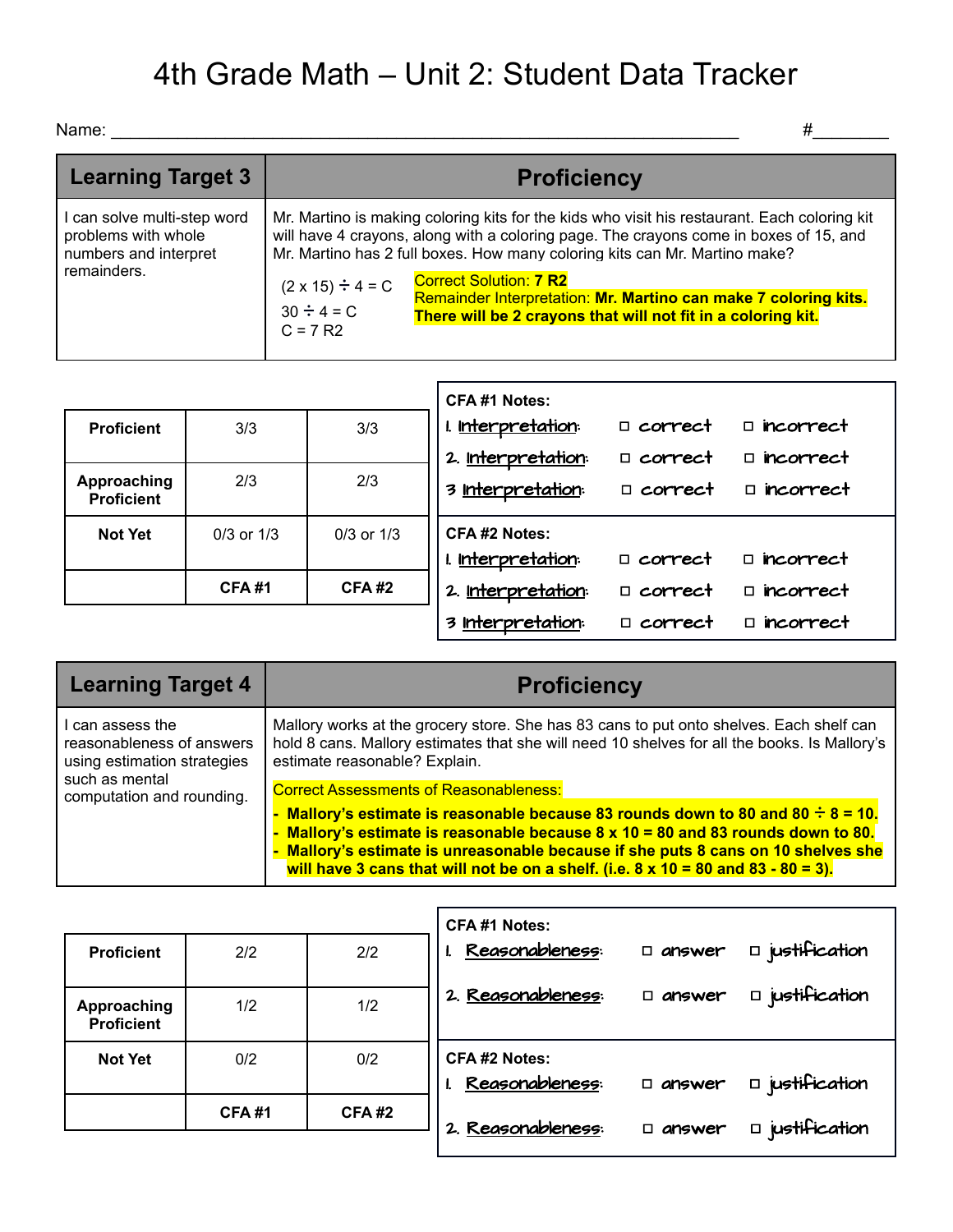# 4th Grade Math – Unit 2: Student Data Tracker

Name: ___________________________________________________________________ #________

| Learning Target 3 | Proficiency |
|---|---|
| I can solve multi-step word problems with whole numbers and interpret remainders. | Mr. Martino is making coloring kits for the kids who visit his restaurant. Each coloring kit will have 4 crayons, along with a coloring page. The crayons come in boxes of 15, and Mr. Martino has 2 full boxes. How many coloring kits can Mr. Martino make?<br><br>$(2 \times 15) \div 4 = C$<br>$30 \div 4 = C$<br>$C = 7 \text{ R}2$<br><br>Correct Solution: **7 R2**<br>Remainder Interpretation: **Mr. Martino can make 7 coloring kits. There will be 2 crayons that will not fit in a coloring kit.** |

| | | |
|---|---|---|
| **Proficient** | 3/3 | 3/3 |
| **Approaching Proficient** | 2/3 | 2/3 |
| **Not Yet** | 0/3 or 1/3 | 0/3 or 1/3 |
| | **CFA #1** | **CFA #2** |

**CFA #1 Notes:**

1. Interpretation: ☐ correct ☐ incorrect
2. Interpretation: ☐ correct ☐ incorrect
3. Interpretation: ☐ correct ☐ incorrect

**CFA #2 Notes:**

1. Interpretation: ☐ correct ☐ incorrect
2. Interpretation: ☐ correct ☐ incorrect
3. Interpretation: ☐ correct ☐ incorrect

| Learning Target 4 | Proficiency |
|---|---|
| I can assess the reasonableness of answers using estimation strategies such as mental computation and rounding. | Mallory works at the grocery store. She has 83 cans to put onto shelves. Each shelf can hold 8 cans. Mallory estimates that she will need 10 shelves for all the books. Is Mallory's estimate reasonable? Explain.<br><br>Correct Assessments of Reasonableness:<br>- **Mallory's estimate is reasonable because 83 rounds down to 80 and 80 ÷ 8 = 10.**<br>- **Mallory's estimate is reasonable because 8 x 10 = 80 and 83 rounds down to 80.**<br>- **Mallory's estimate is unreasonable because if she puts 8 cans on 10 shelves she will have 3 cans that will not be on a shelf. (i.e. 8 x 10 = 80 and 83 - 80 = 3).** |

| | | |
|---|---|---|
| **Proficient** | 2/2 | 2/2 |
| **Approaching Proficient** | 1/2 | 1/2 |
| **Not Yet** | 0/2 | 0/2 |
| | **CFA #1** | **CFA #2** |

**CFA #1 Notes:**

1. Reasonableness: ☐ answer ☐ justification
2. Reasonableness: ☐ answer ☐ justification

**CFA #2 Notes:**

1. Reasonableness: ☐ answer ☐ justification
2. Reasonableness: ☐ answer ☐ justification